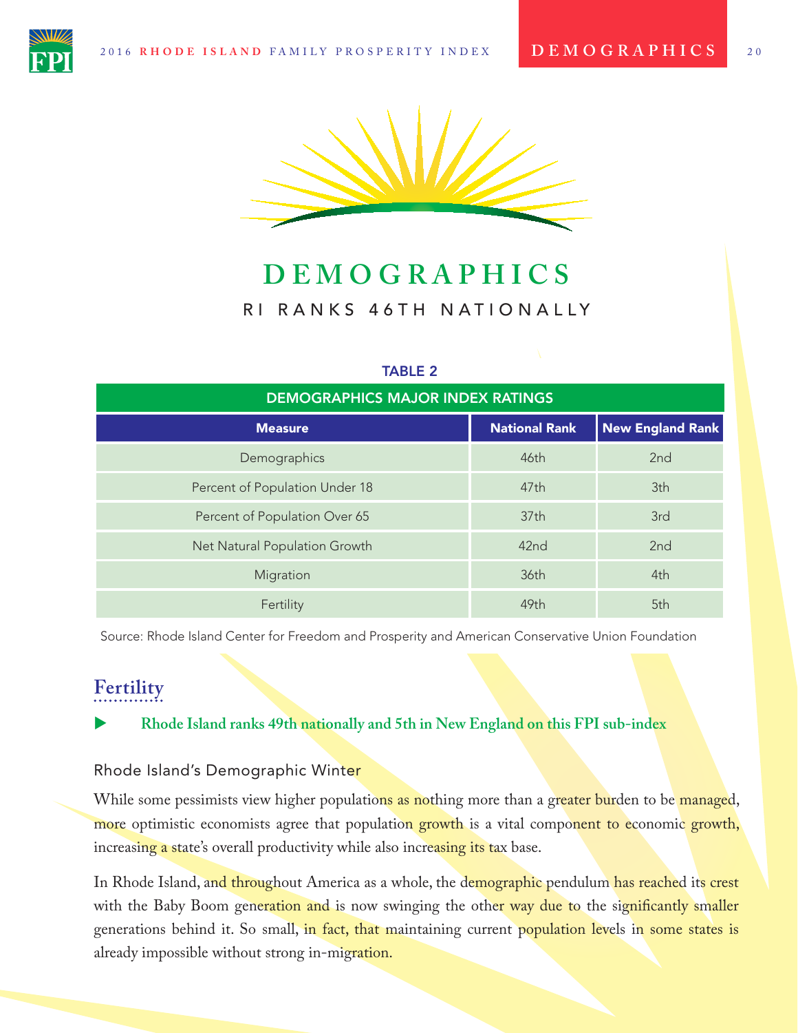# DEMOGRAPHICS

RI RANKS 46TH NATIONALLY

**TABLE 2**

| DEMOGRAPHICS MAJOR INDEX RATINGS | | |
|---|---|---|
| **Measure** | **National Rank** | **New England Rank** |
| Demographics | 46th | 2nd |
| Percent of Population Under 18 | 47th | 3th |
| Percent of Population Over 65 | 37th | 3rd |
| Net Natural Population Growth | 42nd | 2nd |
| Migration | 36th | 4th |
| Fertility | 49th | 5th |

Source: Rhode Island Center for Freedom and Prosperity and American Conservative Union Foundation

## Fertility

▶ **Rhode Island ranks 49th nationally and 5th in New England on this FPI sub-index**

### Rhode Island's Demographic Winter

While some pessimists view higher populations as nothing more than a greater burden to be managed, more optimistic economists agree that population growth is a vital component to economic growth, increasing a state's overall productivity while also increasing its tax base.

In Rhode Island, and throughout America as a whole, the demographic pendulum has reached its crest with the Baby Boom generation and is now swinging the other way due to the significantly smaller generations behind it. So small, in fact, that maintaining current population levels in some states is already impossible without strong in-migration.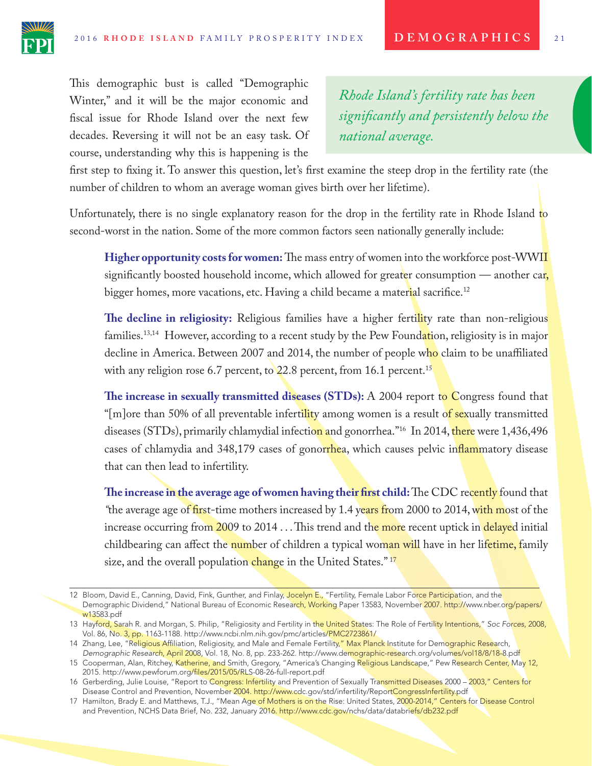This demographic bust is called "Demographic Winter," and it will be the major economic and fiscal issue for Rhode Island over the next few decades. Reversing it will not be an easy task. Of course, understanding why this is happening is the first step to fixing it. To answer this question, let's first examine the steep drop in the fertility rate (the number of children to whom an average woman gives birth over her lifetime).

> *Rhode Island's fertility rate has been significantly and persistently below the national average.*

Unfortunately, there is no single explanatory reason for the drop in the fertility rate in Rhode Island to second-worst in the nation. Some of the more common factors seen nationally generally include:

**Higher opportunity costs for women:** The mass entry of women into the workforce post-WWII significantly boosted household income, which allowed for greater consumption — another car, bigger homes, more vacations, etc. Having a child became a material sacrifice.[12]

**The decline in religiosity:** Religious families have a higher fertility rate than non-religious families.[13,14] However, according to a recent study by the Pew Foundation, religiosity is in major decline in America. Between 2007 and 2014, the number of people who claim to be unaffiliated with any religion rose 6.7 percent, to 22.8 percent, from 16.1 percent.[15]

**The increase in sexually transmitted diseases (STDs):** A 2004 report to Congress found that "[m]ore than 50% of all preventable infertility among women is a result of sexually transmitted diseases (STDs), primarily chlamydial infection and gonorrhea."[16] In 2014, there were 1,436,496 cases of chlamydia and 348,179 cases of gonorrhea, which causes pelvic inflammatory disease that can then lead to infertility.

**The increase in the average age of women having their first child:** The CDC recently found that "the average age of first-time mothers increased by 1.4 years from 2000 to 2014, with most of the increase occurring from 2009 to 2014 . . . This trend and the more recent uptick in delayed initial childbearing can affect the number of children a typical woman will have in her lifetime, family size, and the overall population change in the United States."[17]

---

12 Bloom, David E., Canning, David, Fink, Gunther, and Finlay, Jocelyn E., "Fertility, Female Labor Force Participation, and the Demographic Dividend," National Bureau of Economic Research, Working Paper 13583, November 2007. http://www.nber.org/papers/w13583.pdf

13 Hayford, Sarah R. and Morgan, S. Philip, "Religiosity and Fertility in the United States: The Role of Fertility Intentions," *Soc Forces*, 2008, Vol. 86, No. 3, pp. 1163-1188. http://www.ncbi.nlm.nih.gov/pmc/articles/PMC2723861/

14 Zhang, Lee, "Religious Affiliation, Religiosity, and Male and Female Fertility," Max Planck Institute for Demographic Research, *Demographic Research*, April 2008, Vol. 18, No. 8, pp. 233-262. http://www.demographic-research.org/volumes/vol18/8/18-8.pdf

15 Cooperman, Alan, Ritchey, Katherine, and Smith, Gregory, "America's Changing Religious Landscape," Pew Research Center, May 12, 2015. http://www.pewforum.org/files/2015/05/RLS-08-26-full-report.pdf

16 Gerberding, Julie Louise, "Report to Congress: Infertility and Prevention of Sexually Transmitted Diseases 2000 – 2003," Centers for Disease Control and Prevention, November 2004. http://www.cdc.gov/std/infertility/ReportCongressInfertility.pdf

17 Hamilton, Brady E. and Matthews, T.J., "Mean Age of Mothers is on the Rise: United States, 2000-2014," Centers for Disease Control and Prevention, NCHS Data Brief, No. 232, January 2016. http://www.cdc.gov/nchs/data/databriefs/db232.pdf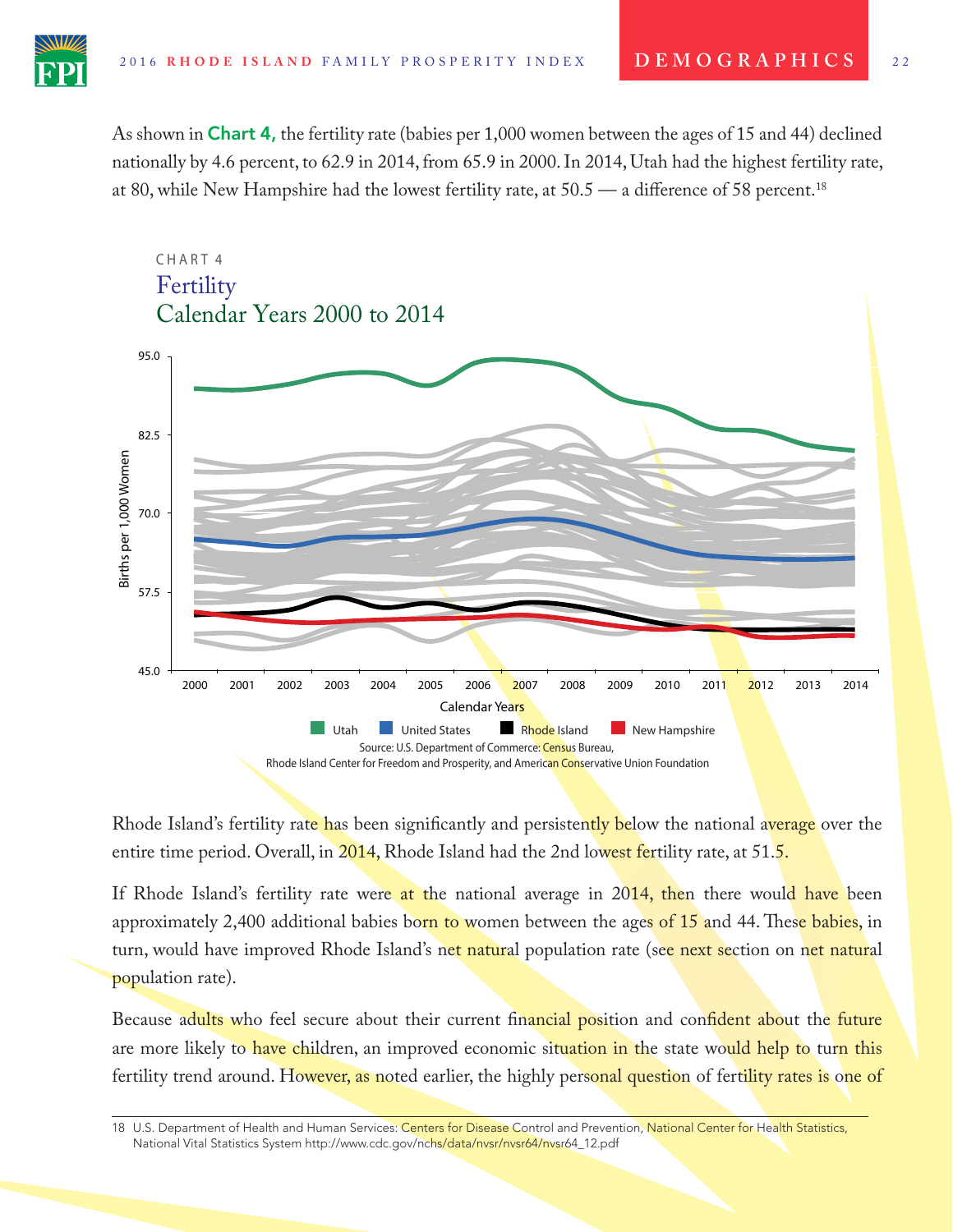As shown in **Chart 4,** the fertility rate (babies per 1,000 women between the ages of 15 and 44) declined nationally by 4.6 percent, to 62.9 in 2014, from 65.9 in 2000. In 2014, Utah had the highest fertility rate, at 80, while New Hampshire had the lowest fertility rate, at 50.5 — a difference of 58 percent.[18]

CHART 4

## Fertility
## Calendar Years 2000 to 2014

Births per 1,000 Women

Calendar Years

Utah | United States | Rhode Island | New Hampshire

Source: U.S. Department of Commerce: Census Bureau, Rhode Island Center for Freedom and Prosperity, and American Conservative Union Foundation

Rhode Island's fertility rate has been significantly and persistently below the national average over the entire time period. Overall, in 2014, Rhode Island had the 2nd lowest fertility rate, at 51.5.

If Rhode Island's fertility rate were at the national average in 2014, then there would have been approximately 2,400 additional babies born to women between the ages of 15 and 44. These babies, in turn, would have improved Rhode Island's net natural population rate (see next section on net natural population rate).

Because adults who feel secure about their current financial position and confident about the future are more likely to have children, an improved economic situation in the state would help to turn this fertility trend around. However, as noted earlier, the highly personal question of fertility rates is one of

18 U.S. Department of Health and Human Services: Centers for Disease Control and Prevention, National Center for Health Statistics, National Vital Statistics System http://www.cdc.gov/nchs/data/nvsr/nvsr64/nvsr64_12.pdf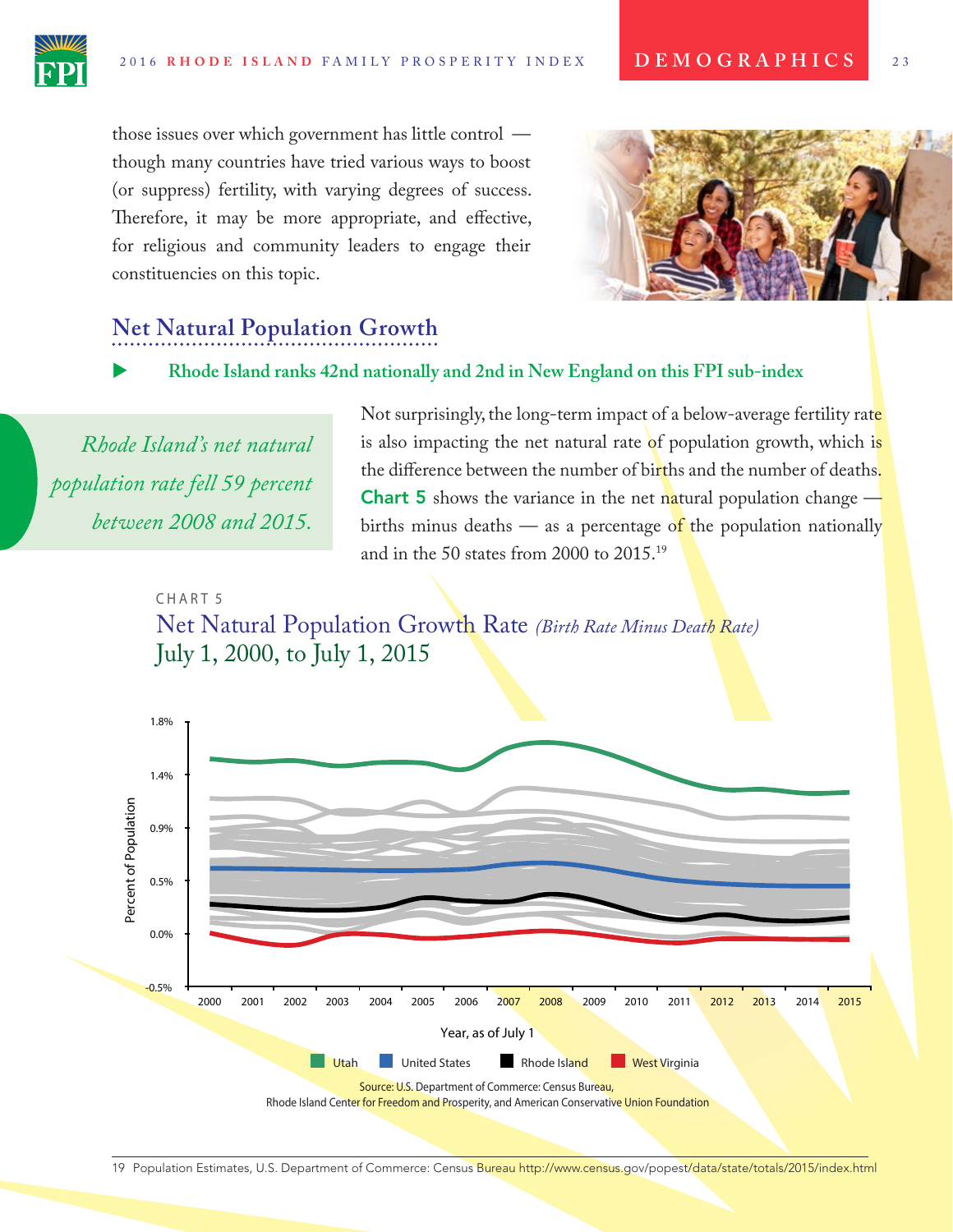those issues over which government has little control — though many countries have tried various ways to boost (or suppress) fertility, with varying degrees of success. Therefore, it may be more appropriate, and effective, for religious and community leaders to engage their constituencies on this topic.

## Net Natural Population Growth

**Rhode Island ranks 42nd nationally and 2nd in New England on this FPI sub-index**

*Rhode Island's net natural population rate fell 59 percent between 2008 and 2015.*

Not surprisingly, the long-term impact of a below-average fertility rate is also impacting the net natural rate of population growth, which is the difference between the number of births and the number of deaths. **Chart 5** shows the variance in the net natural population change — births minus deaths — as a percentage of the population nationally and in the 50 states from 2000 to 2015.[19]

CHART 5

Net Natural Population Growth Rate *(Birth Rate Minus Death Rate)*
July 1, 2000, to July 1, 2015

Percent of Population: 1.8%, 1.4%, 0.9%, 0.5%, 0.0%, -0.5%

Year, as of July 1: 2000, 2001, 2002, 2003, 2004, 2005, 2006, 2007, 2008, 2009, 2010, 2011, 2012, 2013, 2014, 2015

Utah — United States — Rhode Island — West Virginia

Source: U.S. Department of Commerce: Census Bureau, Rhode Island Center for Freedom and Prosperity, and American Conservative Union Foundation

19 Population Estimates, U.S. Department of Commerce: Census Bureau http://www.census.gov/popest/data/state/totals/2015/index.html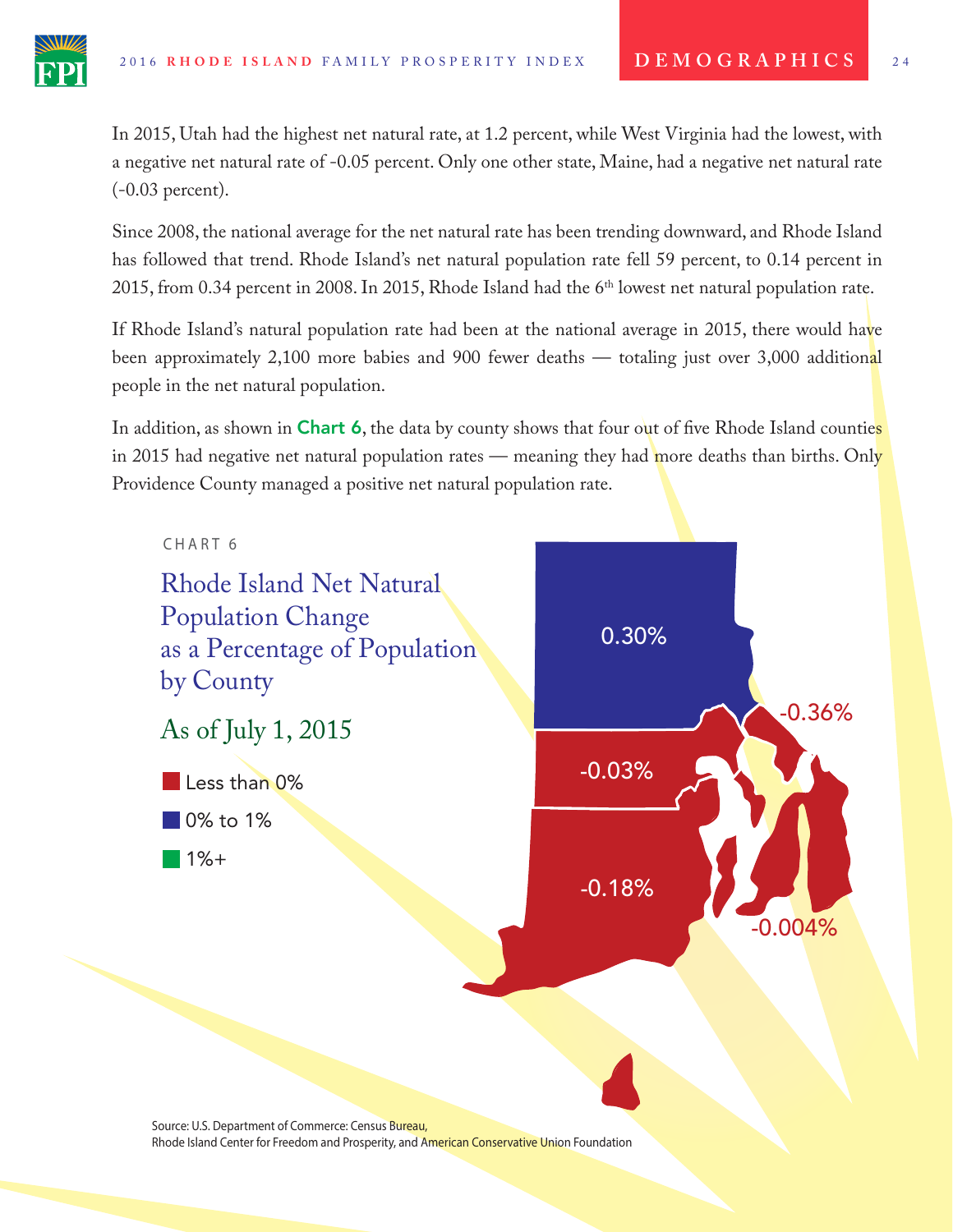In 2015, Utah had the highest net natural rate, at 1.2 percent, while West Virginia had the lowest, with a negative net natural rate of -0.05 percent. Only one other state, Maine, had a negative net natural rate (-0.03 percent).

Since 2008, the national average for the net natural rate has been trending downward, and Rhode Island has followed that trend. Rhode Island's net natural population rate fell 59 percent, to 0.14 percent in 2015, from 0.34 percent in 2008. In 2015, Rhode Island had the 6th lowest net natural population rate.

If Rhode Island's natural population rate had been at the national average in 2015, there would have been approximately 2,100 more babies and 900 fewer deaths — totaling just over 3,000 additional people in the net natural population.

In addition, as shown in **Chart 6**, the data by county shows that four out of five Rhode Island counties in 2015 had negative net natural population rates — meaning they had more deaths than births. Only Providence County managed a positive net natural population rate.

CHART 6

## Rhode Island Net Natural Population Change as a Percentage of Population by County

### As of July 1, 2015

- Less than 0%
- 0% to 1%
- 1%+

0.30%

-0.36%

-0.03%

-0.18%

-0.004%

Source: U.S. Department of Commerce: Census Bureau,
Rhode Island Center for Freedom and Prosperity, and American Conservative Union Foundation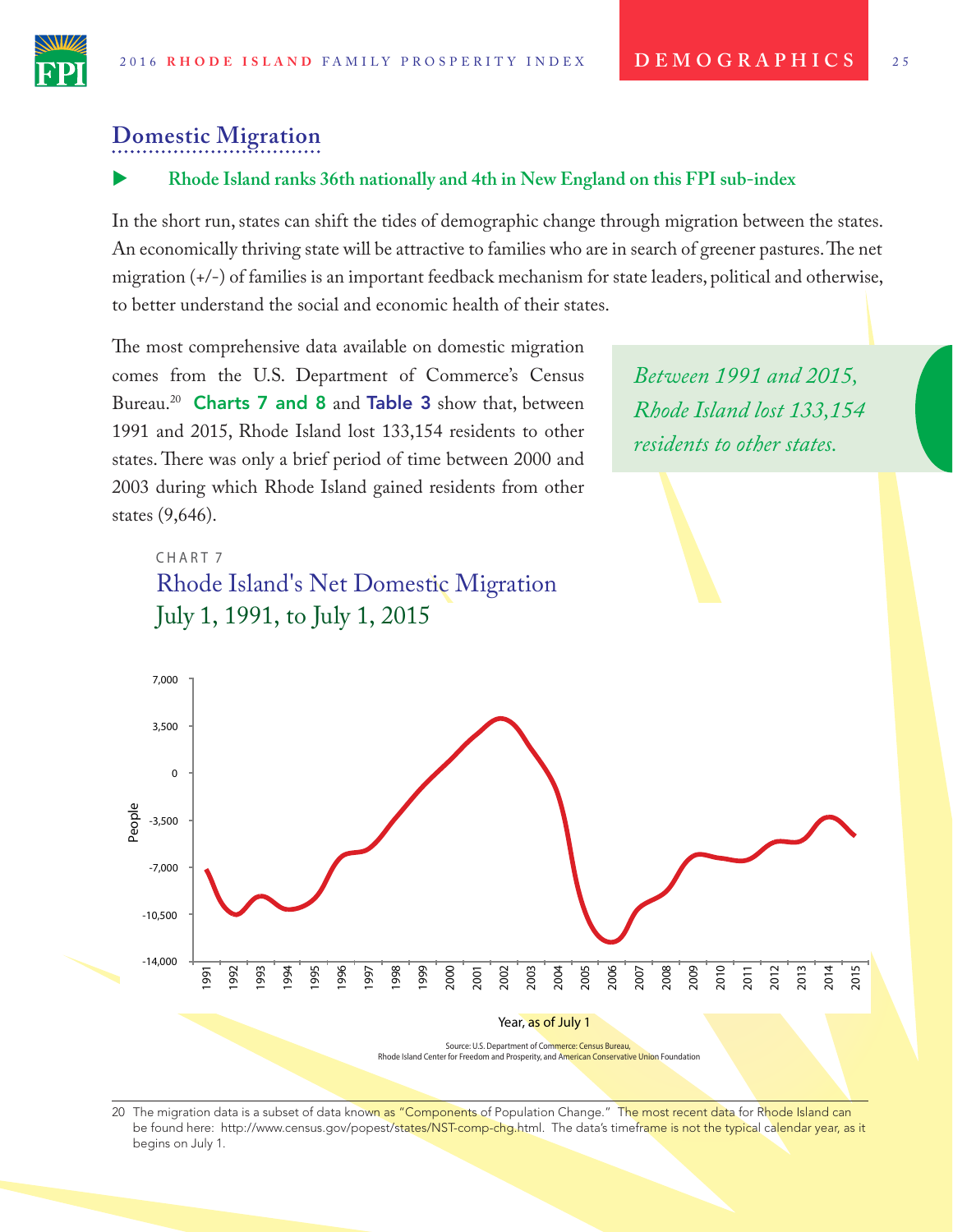## Domestic Migration

▶ **Rhode Island ranks 36th nationally and 4th in New England on this FPI sub-index**

In the short run, states can shift the tides of demographic change through migration between the states. An economically thriving state will be attractive to families who are in search of greener pastures. The net migration (+/-) of families is an important feedback mechanism for state leaders, political and otherwise, to better understand the social and economic health of their states.

The most comprehensive data available on domestic migration comes from the U.S. Department of Commerce's Census Bureau.[20] **Charts 7 and 8** and **Table 3** show that, between 1991 and 2015, Rhode Island lost 133,154 residents to other states. There was only a brief period of time between 2000 and 2003 during which Rhode Island gained residents from other states (9,646).

*Between 1991 and 2015, Rhode Island lost 133,154 residents to other states.*

CHART 7

### Rhode Island's Net Domestic Migration July 1, 1991, to July 1, 2015

Source: U.S. Department of Commerce: Census Bureau, Rhode Island Center for Freedom and Prosperity, and American Conservative Union Foundation

---

20 The migration data is a subset of data known as "Components of Population Change." The most recent data for Rhode Island can be found here: http://www.census.gov/popest/states/NST-comp-chg.html. The data's timeframe is not the typical calendar year, as it begins on July 1.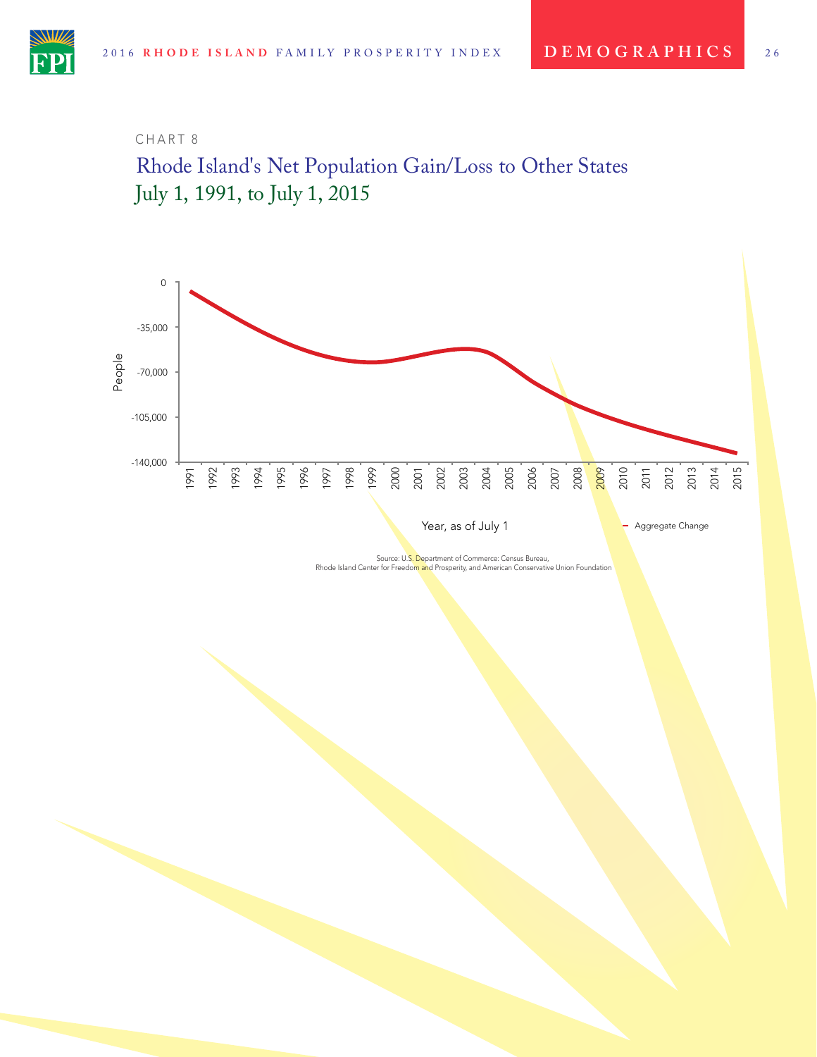CHART 8

## Rhode Island's Net Population Gain/Loss to Other States
## July 1, 1991, to July 1, 2015

People

0
-35,000
-70,000
-105,000
-140,000

1991 1992 1993 1994 1995 1996 1997 1998 1999 2000 2001 2002 2003 2004 2005 2006 2007 2008 2009 2010 2011 2012 2013 2014 2015

Year, as of July 1

Aggregate Change

Source: U.S. Department of Commerce: Census Bureau,
Rhode Island Center for Freedom and Prosperity, and American Conservative Union Foundation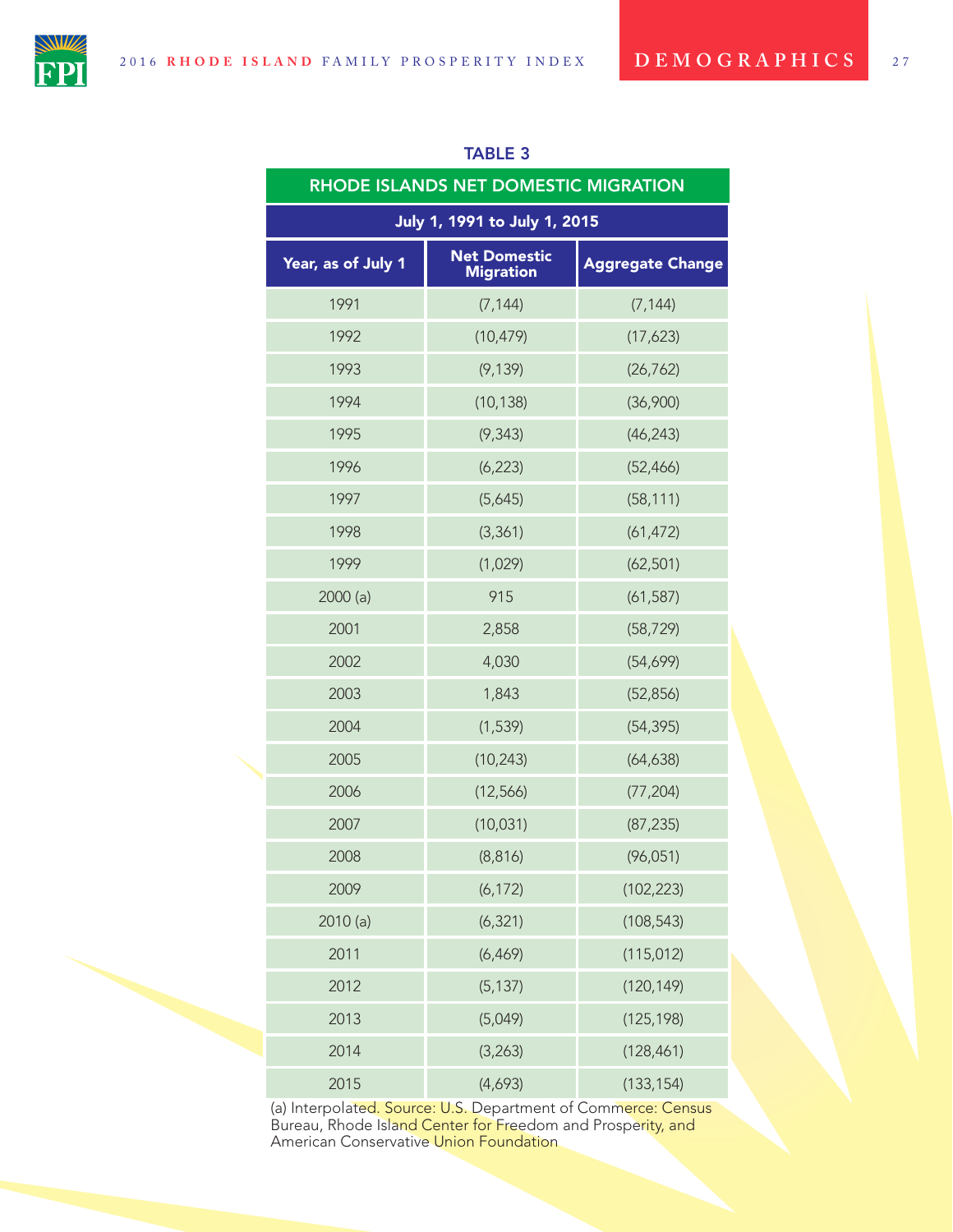### TABLE 3

| RHODE ISLANDS NET DOMESTIC MIGRATION | | |
|---|---|---|
| July 1, 1991 to July 1, 2015 | | |
| **Year, as of July 1** | **Net Domestic Migration** | **Aggregate Change** |
| 1991 | (7,144) | (7,144) |
| 1992 | (10,479) | (17,623) |
| 1993 | (9,139) | (26,762) |
| 1994 | (10,138) | (36,900) |
| 1995 | (9,343) | (46,243) |
| 1996 | (6,223) | (52,466) |
| 1997 | (5,645) | (58,111) |
| 1998 | (3,361) | (61,472) |
| 1999 | (1,029) | (62,501) |
| 2000 (a) | 915 | (61,587) |
| 2001 | 2,858 | (58,729) |
| 2002 | 4,030 | (54,699) |
| 2003 | 1,843 | (52,856) |
| 2004 | (1,539) | (54,395) |
| 2005 | (10,243) | (64,638) |
| 2006 | (12,566) | (77,204) |
| 2007 | (10,031) | (87,235) |
| 2008 | (8,816) | (96,051) |
| 2009 | (6,172) | (102,223) |
| 2010 (a) | (6,321) | (108,543) |
| 2011 | (6,469) | (115,012) |
| 2012 | (5,137) | (120,149) |
| 2013 | (5,049) | (125,198) |
| 2014 | (3,263) | (128,461) |
| 2015 | (4,693) | (133,154) |

(a) Interpolated. Source: U.S. Department of Commerce: Census Bureau, Rhode Island Center for Freedom and Prosperity, and American Conservative Union Foundation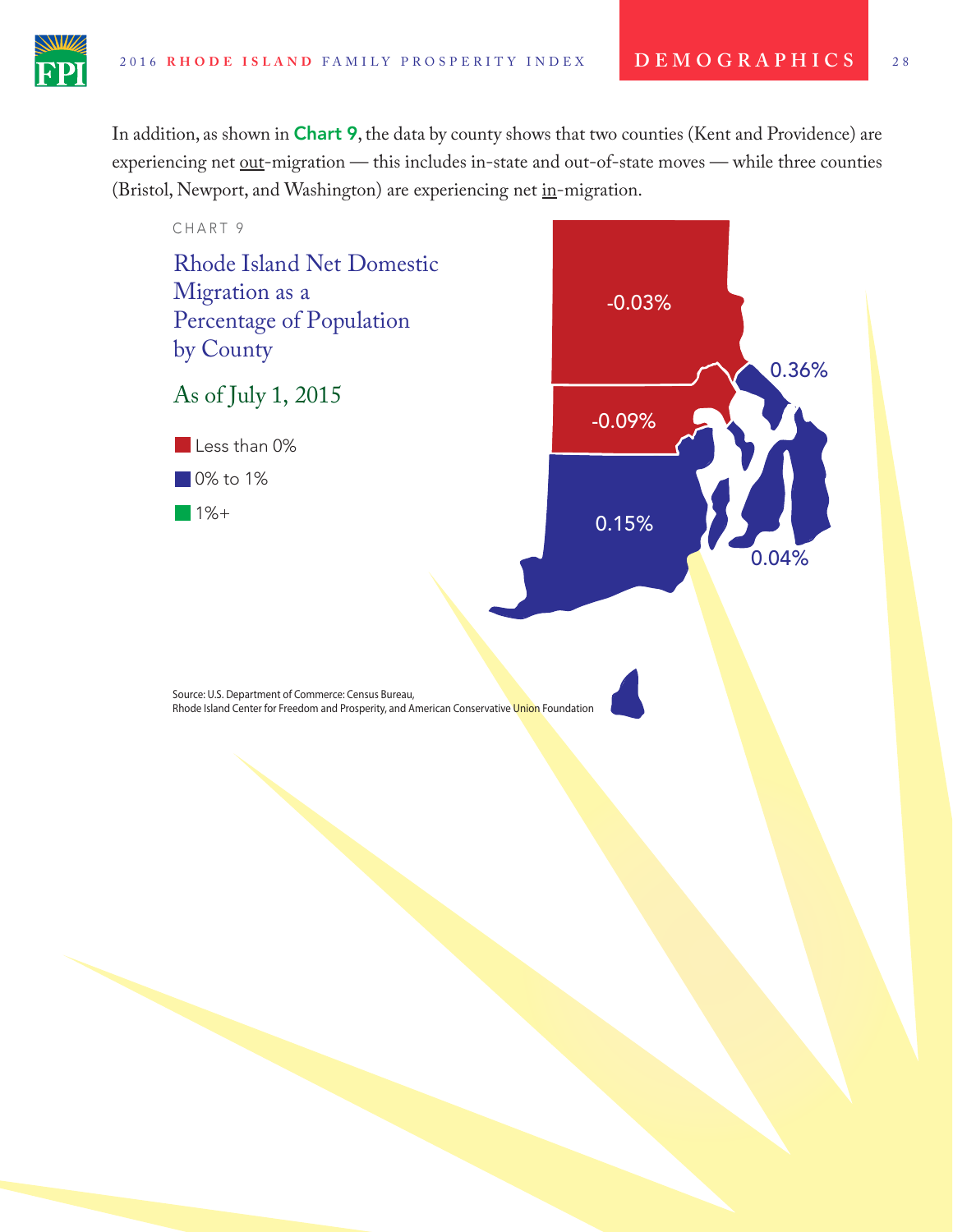In addition, as shown in **Chart 9**, the data by county shows that two counties (Kent and Providence) are experiencing net out-migration — this includes in-state and out-of-state moves — while three counties (Bristol, Newport, and Washington) are experiencing net in-migration.

CHART 9

## Rhode Island Net Domestic Migration as a Percentage of Population by County

### As of July 1, 2015

- Less than 0%
- 0% to 1%
- 1%+

-0.03%

-0.09%

0.15%

0.36%

0.04%

Source: U.S. Department of Commerce: Census Bureau, Rhode Island Center for Freedom and Prosperity, and American Conservative Union Foundation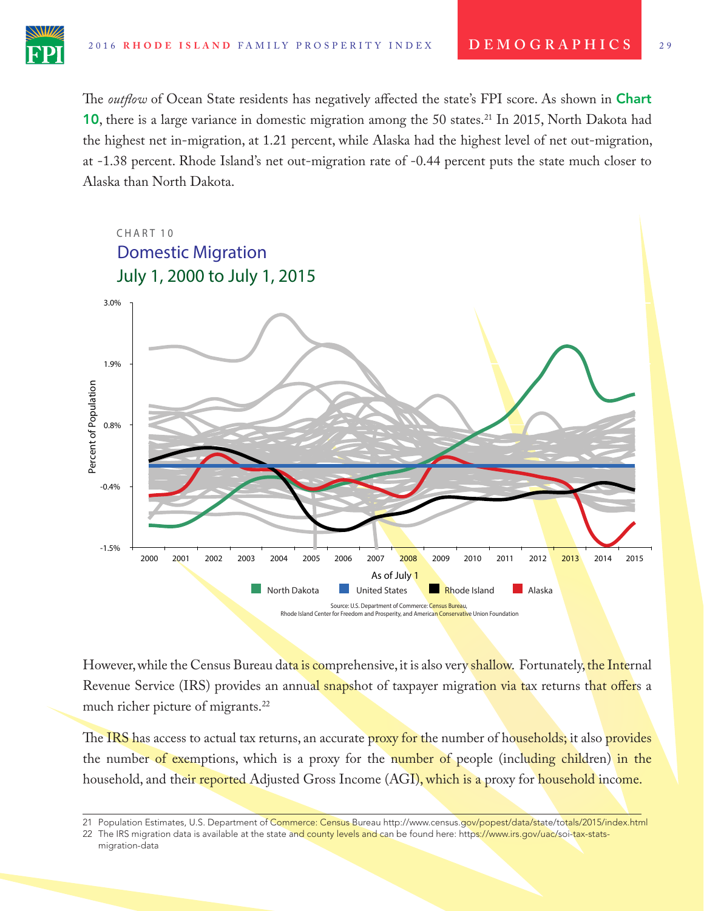The *outflow* of Ocean State residents has negatively affected the state's FPI score. As shown in **Chart 10**, there is a large variance in domestic migration among the 50 states.[21] In 2015, North Dakota had the highest net in-migration, at 1.21 percent, while Alaska had the highest level of net out-migration, at -1.38 percent. Rhode Island's net out-migration rate of -0.44 percent puts the state much closer to Alaska than North Dakota.

CHART 10

## Domestic Migration
## July 1, 2000 to July 1, 2015

Source: U.S. Department of Commerce: Census Bureau, Rhode Island Center for Freedom and Prosperity, and American Conservative Union Foundation

However, while the Census Bureau data is comprehensive, it is also very shallow. Fortunately, the Internal Revenue Service (IRS) provides an annual snapshot of taxpayer migration via tax returns that offers a much richer picture of migrants.[22]

The IRS has access to actual tax returns, an accurate proxy for the number of households; it also provides the number of exemptions, which is a proxy for the number of people (including children) in the household, and their reported Adjusted Gross Income (AGI), which is a proxy for household income.

---

21 Population Estimates, U.S. Department of Commerce: Census Bureau http://www.census.gov/popest/data/state/totals/2015/index.html

22 The IRS migration data is available at the state and county levels and can be found here: https://www.irs.gov/uac/soi-tax-stats-migration-data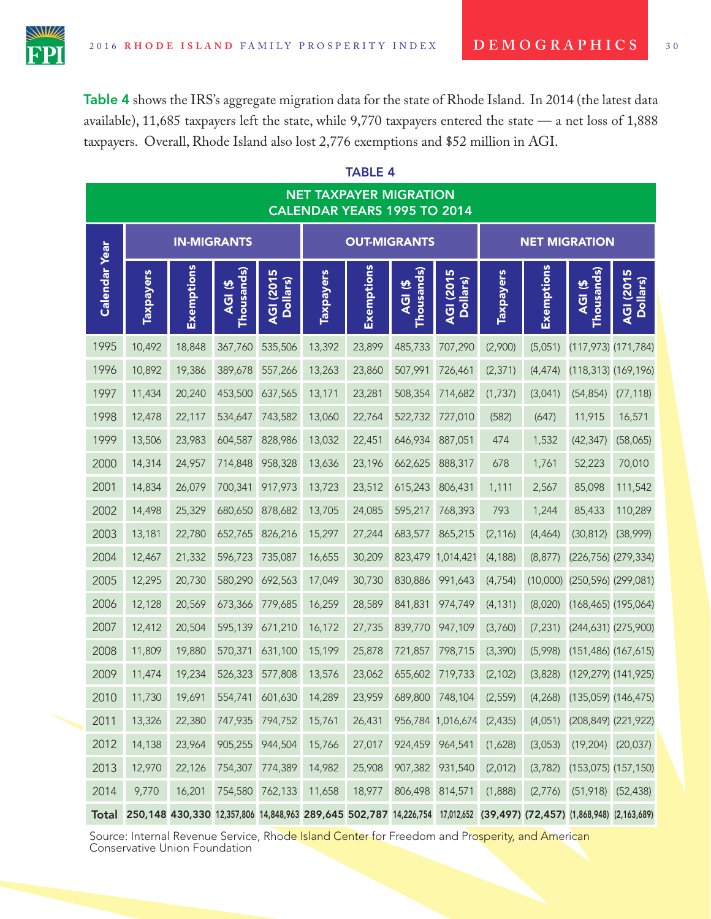**Table 4** shows the IRS's aggregate migration data for the state of Rhode Island. In 2014 (the latest data available), 11,685 taxpayers left the state, while 9,770 taxpayers entered the state — a net loss of 1,888 taxpayers. Overall, Rhode Island also lost 2,776 exemptions and $52 million in AGI.

TABLE 4

| NET TAXPAYER MIGRATION CALENDAR YEARS 1995 TO 2014 | | | | | | | | | | | | |
|---|---|---|---|---|---|---|---|---|---|---|---|---|
| Calendar Year | IN-MIGRANTS | | | | OUT-MIGRANTS | | | | NET MIGRATION | | | |
| | Taxpayers | Exemptions | AGI ($ Thousands) | AGI (2015 Dollars) | Taxpayers | Exemptions | AGI ($ Thousands) | AGI (2015 Dollars) | Taxpayers | Exemptions | AGI ($ Thousands) | AGI (2015 Dollars) |
| 1995 | 10,492 | 18,848 | 367,760 | 535,506 | 13,392 | 23,899 | 485,733 | 707,290 | (2,900) | (5,051) | (117,973) | (171,784) |
| 1996 | 10,892 | 19,386 | 389,678 | 557,266 | 13,263 | 23,860 | 507,991 | 726,461 | (2,371) | (4,474) | (118,313) | (169,196) |
| 1997 | 11,434 | 20,240 | 453,500 | 637,565 | 13,171 | 23,281 | 508,354 | 714,682 | (1,737) | (3,041) | (54,854) | (77,118) |
| 1998 | 12,478 | 22,117 | 534,647 | 743,582 | 13,060 | 22,764 | 522,732 | 727,010 | (582) | (647) | 11,915 | 16,571 |
| 1999 | 13,506 | 23,983 | 604,587 | 828,986 | 13,032 | 22,451 | 646,934 | 887,051 | 474 | 1,532 | (42,347) | (58,065) |
| 2000 | 14,314 | 24,957 | 714,848 | 958,328 | 13,636 | 23,196 | 662,625 | 888,317 | 678 | 1,761 | 52,223 | 70,010 |
| 2001 | 14,834 | 26,079 | 700,341 | 917,973 | 13,723 | 23,512 | 615,243 | 806,431 | 1,111 | 2,567 | 85,098 | 111,542 |
| 2002 | 14,498 | 25,329 | 680,650 | 878,682 | 13,705 | 24,085 | 595,217 | 768,393 | 793 | 1,244 | 85,433 | 110,289 |
| 2003 | 13,181 | 22,780 | 652,765 | 826,216 | 15,297 | 27,244 | 683,577 | 865,215 | (2,116) | (4,464) | (30,812) | (38,999) |
| 2004 | 12,467 | 21,332 | 596,723 | 735,087 | 16,655 | 30,209 | 823,479 | 1,014,421 | (4,188) | (8,877) | (226,756) | (279,334) |
| 2005 | 12,295 | 20,730 | 580,290 | 692,563 | 17,049 | 30,730 | 830,886 | 991,643 | (4,754) | (10,000) | (250,596) | (299,081) |
| 2006 | 12,128 | 20,569 | 673,366 | 779,685 | 16,259 | 28,589 | 841,831 | 974,749 | (4,131) | (8,020) | (168,465) | (195,064) |
| 2007 | 12,412 | 20,504 | 595,139 | 671,210 | 16,172 | 27,735 | 839,770 | 947,109 | (3,760) | (7,231) | (244,631) | (275,900) |
| 2008 | 11,809 | 19,880 | 570,371 | 631,100 | 15,199 | 25,878 | 721,857 | 798,715 | (3,390) | (5,998) | (151,486) | (167,615) |
| 2009 | 11,474 | 19,234 | 526,323 | 577,808 | 13,576 | 23,062 | 655,602 | 719,733 | (2,102) | (3,828) | (129,279) | (141,925) |
| 2010 | 11,730 | 19,691 | 554,741 | 601,630 | 14,289 | 23,959 | 689,800 | 748,104 | (2,559) | (4,268) | (135,059) | (146,475) |
| 2011 | 13,326 | 22,380 | 747,935 | 794,752 | 15,761 | 26,431 | 956,784 | 1,016,674 | (2,435) | (4,051) | (208,849) | (221,922) |
| 2012 | 14,138 | 23,964 | 905,255 | 944,504 | 15,766 | 27,017 | 924,459 | 964,541 | (1,628) | (3,053) | (19,204) | (20,037) |
| 2013 | 12,970 | 22,126 | 754,307 | 774,389 | 14,982 | 25,908 | 907,382 | 931,540 | (2,012) | (3,782) | (153,075) | (157,150) |
| 2014 | 9,770 | 16,201 | 754,580 | 762,133 | 11,658 | 18,977 | 806,498 | 814,571 | (1,888) | (2,776) | (51,918) | (52,438) |
| **Total** | **250,148** | **430,330** | **12,357,806** | **14,848,963** | **289,645** | **502,787** | **14,226,754** | **17,012,652** | **(39,497)** | **(72,457)** | **(1,868,948)** | **(2,163,689)** |

Source: Internal Revenue Service, Rhode Island Center for Freedom and Prosperity, and American Conservative Union Foundation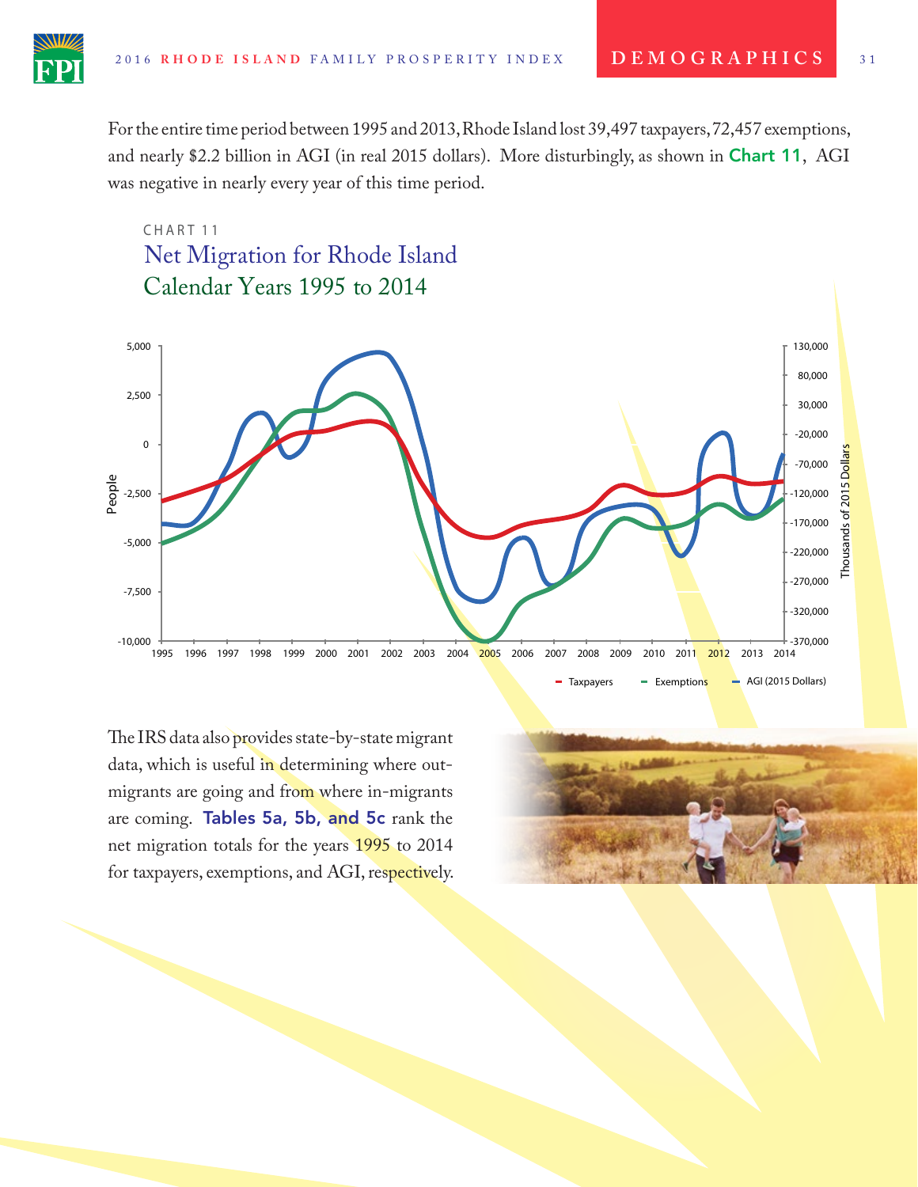For the entire time period between 1995 and 2013, Rhode Island lost 39,497 taxpayers, 72,457 exemptions, and nearly $2.2 billion in AGI (in real 2015 dollars). More disturbingly, as shown in **Chart 11**, AGI was negative in nearly every year of this time period.

CHART 11

## Net Migration for Rhode Island Calendar Years 1995 to 2014

The IRS data also provides state-by-state migrant data, which is useful in determining where out-migrants are going and from where in-migrants are coming. **Tables 5a, 5b, and 5c** rank the net migration totals for the years 1995 to 2014 for taxpayers, exemptions, and AGI, respectively.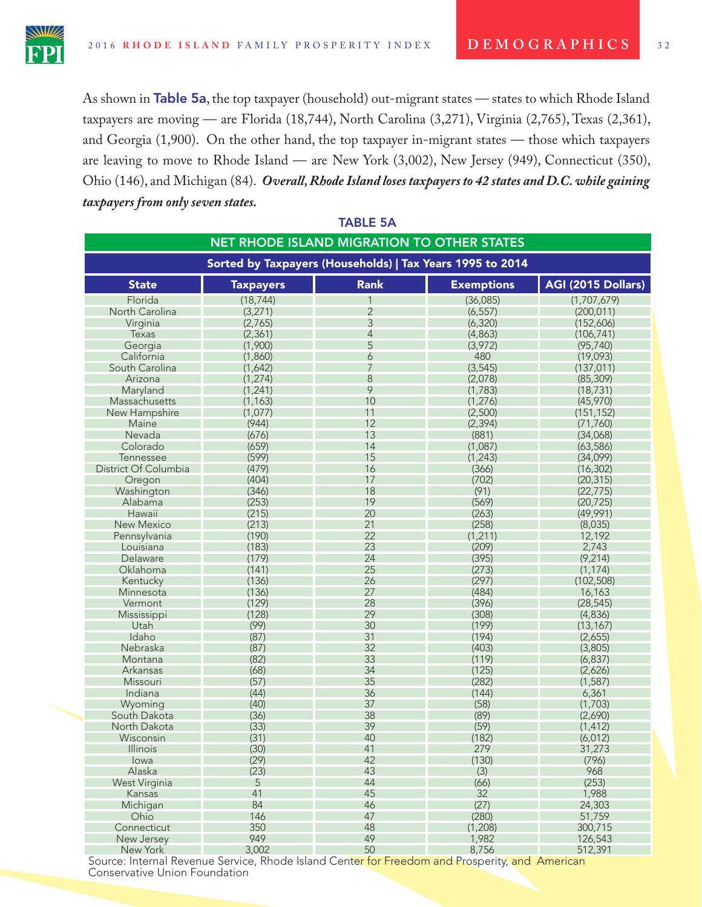As shown in **Table 5a**, the top taxpayer (household) out-migrant states — states to which Rhode Island taxpayers are moving — are Florida (18,744), North Carolina (3,271), Virginia (2,765), Texas (2,361), and Georgia (1,900). On the other hand, the top taxpayer in-migrant states — those which taxpayers are leaving to move to Rhode Island — are New York (3,002), New Jersey (949), Connecticut (350), Ohio (146), and Michigan (84). ***Overall, Rhode Island loses taxpayers to 42 states and D.C. while gaining taxpayers from only seven states.***

**TABLE 5A**

**NET RHODE ISLAND MIGRATION TO OTHER STATES**

**Sorted by Taxpayers (Households) | Tax Years 1995 to 2014**

| State | Taxpayers | Rank | Exemptions | AGI (2015 Dollars) |
|---|---|---|---|---|
| Florida | (18,744) | 1 | (36,085) | (1,707,679) |
| North Carolina | (3,271) | 2 | (6,557) | (200,011) |
| Virginia | (2,765) | 3 | (6,320) | (152,606) |
| Texas | (2,361) | 4 | (4,863) | (106,741) |
| Georgia | (1,900) | 5 | (3,972) | (95,740) |
| California | (1,860) | 6 | 480 | (19,093) |
| South Carolina | (1,642) | 7 | (3,545) | (137,011) |
| Arizona | (1,274) | 8 | (2,078) | (85,309) |
| Maryland | (1,241) | 9 | (1,783) | (18,731) |
| Massachusetts | (1,163) | 10 | (1,276) | (45,970) |
| New Hampshire | (1,077) | 11 | (2,500) | (151,152) |
| Maine | (944) | 12 | (2,394) | (71,760) |
| Nevada | (676) | 13 | (881) | (34,068) |
| Colorado | (659) | 14 | (1,087) | (63,586) |
| Tennessee | (599) | 15 | (1,243) | (34,099) |
| District Of Columbia | (479) | 16 | (366) | (16,302) |
| Oregon | (404) | 17 | (702) | (20,315) |
| Washington | (346) | 18 | (91) | (22,775) |
| Alabama | (253) | 19 | (569) | (20,725) |
| Hawaii | (215) | 20 | (263) | (49,991) |
| New Mexico | (213) | 21 | (258) | (8,035) |
| Pennsylvania | (190) | 22 | (1,211) | 12,192 |
| Louisiana | (183) | 23 | (209) | 2,743 |
| Delaware | (179) | 24 | (395) | (9,214) |
| Oklahoma | (141) | 25 | (273) | (1,174) |
| Kentucky | (136) | 26 | (297) | (102,508) |
| Minnesota | (136) | 27 | (484) | 16,163 |
| Vermont | (129) | 28 | (396) | (28,545) |
| Mississippi | (128) | 29 | (308) | (4,836) |
| Utah | (99) | 30 | (199) | (13,167) |
| Idaho | (87) | 31 | (194) | (2,655) |
| Nebraska | (87) | 32 | (403) | (3,805) |
| Montana | (82) | 33 | (119) | (6,837) |
| Arkansas | (68) | 34 | (125) | (2,626) |
| Missouri | (57) | 35 | (282) | (1,587) |
| Indiana | (44) | 36 | (144) | 6,361 |
| Wyoming | (40) | 37 | (58) | (1,703) |
| South Dakota | (36) | 38 | (89) | (2,690) |
| North Dakota | (33) | 39 | (59) | (1,412) |
| Wisconsin | (31) | 40 | (182) | (6,012) |
| Illinois | (30) | 41 | 279 | 31,273 |
| Iowa | (29) | 42 | (130) | (796) |
| Alaska | (23) | 43 | (3) | 968 |
| West Virginia | 5 | 44 | (66) | (253) |
| Kansas | 41 | 45 | 32 | 1,988 |
| Michigan | 84 | 46 | (27) | 24,303 |
| Ohio | 146 | 47 | (280) | 51,759 |
| Connecticut | 350 | 48 | (1,208) | 300,715 |
| New Jersey | 949 | 49 | 1,982 | 126,543 |
| New York | 3,002 | 50 | 8,756 | 512,391 |

Source: Internal Revenue Service, Rhode Island Center for Freedom and Prosperity, and American Conservative Union Foundation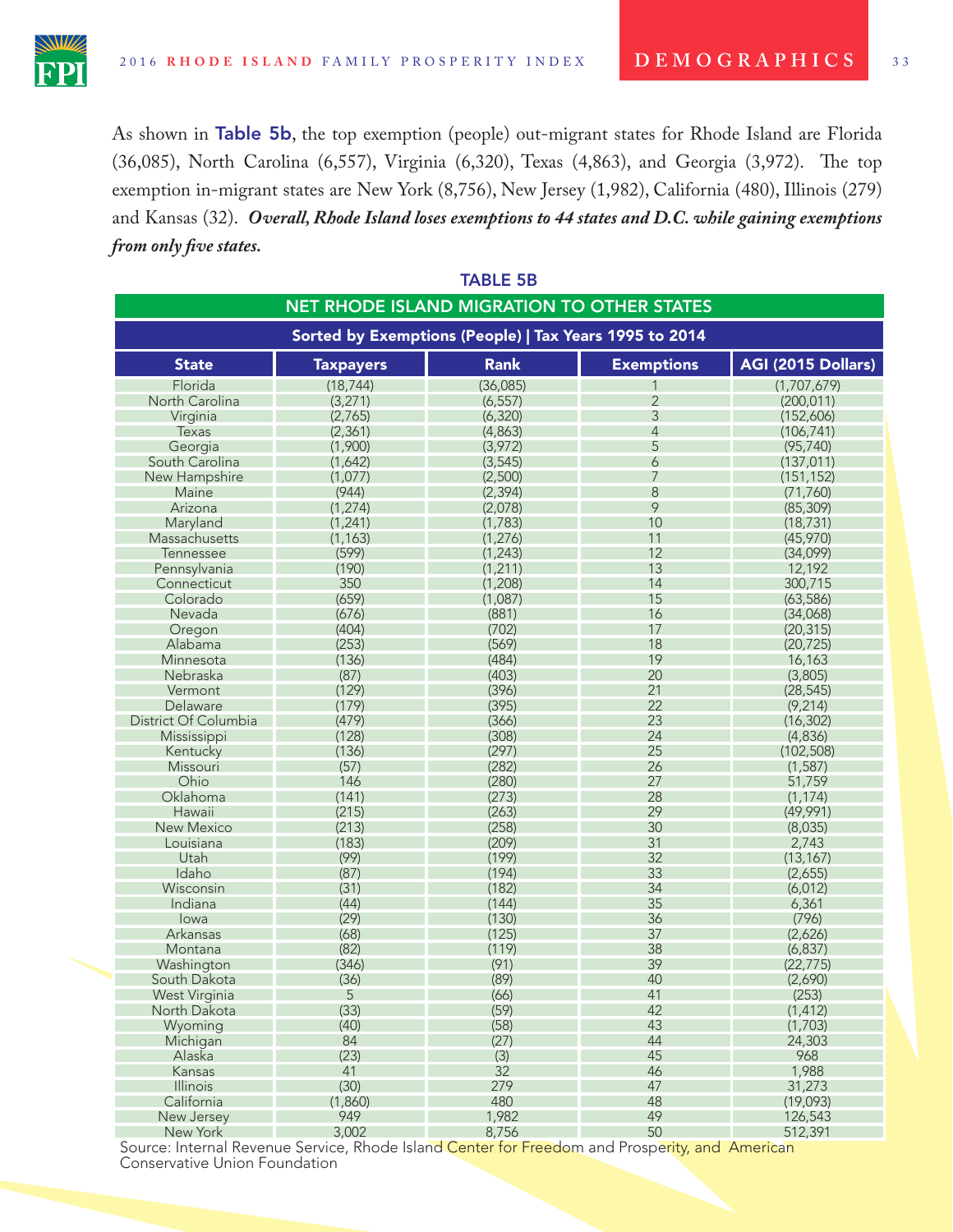As shown in **Table 5b**, the top exemption (people) out-migrant states for Rhode Island are Florida (36,085), North Carolina (6,557), Virginia (6,320), Texas (4,863), and Georgia (3,972). The top exemption in-migrant states are New York (8,756), New Jersey (1,982), California (480), Illinois (279) and Kansas (32). ***Overall, Rhode Island loses exemptions to 44 states and D.C. while gaining exemptions from only five states.***

**TABLE 5B**

**NET RHODE ISLAND MIGRATION TO OTHER STATES**

**Sorted by Exemptions (People) | Tax Years 1995 to 2014**

| State | Taxpayers | Rank | Exemptions | AGI (2015 Dollars) |
|---|---|---|---|---|
| Florida | (18,744) | (36,085) | 1 | (1,707,679) |
| North Carolina | (3,271) | (6,557) | 2 | (200,011) |
| Virginia | (2,765) | (6,320) | 3 | (152,606) |
| Texas | (2,361) | (4,863) | 4 | (106,741) |
| Georgia | (1,900) | (3,972) | 5 | (95,740) |
| South Carolina | (1,642) | (3,545) | 6 | (137,011) |
| New Hampshire | (1,077) | (2,500) | 7 | (151,152) |
| Maine | (944) | (2,394) | 8 | (71,760) |
| Arizona | (1,274) | (2,078) | 9 | (85,309) |
| Maryland | (1,241) | (1,783) | 10 | (18,731) |
| Massachusetts | (1,163) | (1,276) | 11 | (45,970) |
| Tennessee | (599) | (1,243) | 12 | (34,099) |
| Pennsylvania | (190) | (1,211) | 13 | 12,192 |
| Connecticut | 350 | (1,208) | 14 | 300,715 |
| Colorado | (659) | (1,087) | 15 | (63,586) |
| Nevada | (676) | (881) | 16 | (34,068) |
| Oregon | (404) | (702) | 17 | (20,315) |
| Alabama | (253) | (569) | 18 | (20,725) |
| Minnesota | (136) | (484) | 19 | 16,163 |
| Nebraska | (87) | (403) | 20 | (3,805) |
| Vermont | (129) | (396) | 21 | (28,545) |
| Delaware | (179) | (395) | 22 | (9,214) |
| District Of Columbia | (479) | (366) | 23 | (16,302) |
| Mississippi | (128) | (308) | 24 | (4,836) |
| Kentucky | (136) | (297) | 25 | (102,508) |
| Missouri | (57) | (282) | 26 | (1,587) |
| Ohio | 146 | (280) | 27 | 51,759 |
| Oklahoma | (141) | (273) | 28 | (1,174) |
| Hawaii | (215) | (263) | 29 | (49,991) |
| New Mexico | (213) | (258) | 30 | (8,035) |
| Louisiana | (183) | (209) | 31 | 2,743 |
| Utah | (99) | (199) | 32 | (13,167) |
| Idaho | (87) | (194) | 33 | (2,655) |
| Wisconsin | (31) | (182) | 34 | (6,012) |
| Indiana | (44) | (144) | 35 | 6,361 |
| Iowa | (29) | (130) | 36 | (796) |
| Arkansas | (68) | (125) | 37 | (2,626) |
| Montana | (82) | (119) | 38 | (6,837) |
| Washington | (346) | (91) | 39 | (22,775) |
| South Dakota | (36) | (89) | 40 | (2,690) |
| West Virginia | 5 | (66) | 41 | (253) |
| North Dakota | (33) | (59) | 42 | (1,412) |
| Wyoming | (40) | (58) | 43 | (1,703) |
| Michigan | 84 | (27) | 44 | 24,303 |
| Alaska | (23) | (3) | 45 | 968 |
| Kansas | 41 | 32 | 46 | 1,988 |
| Illinois | (30) | 279 | 47 | 31,273 |
| California | (1,860) | 480 | 48 | (19,093) |
| New Jersey | 949 | 1,982 | 49 | 126,543 |
| New York | 3,002 | 8,756 | 50 | 512,391 |

Source: Internal Revenue Service, Rhode Island Center for Freedom and Prosperity, and American Conservative Union Foundation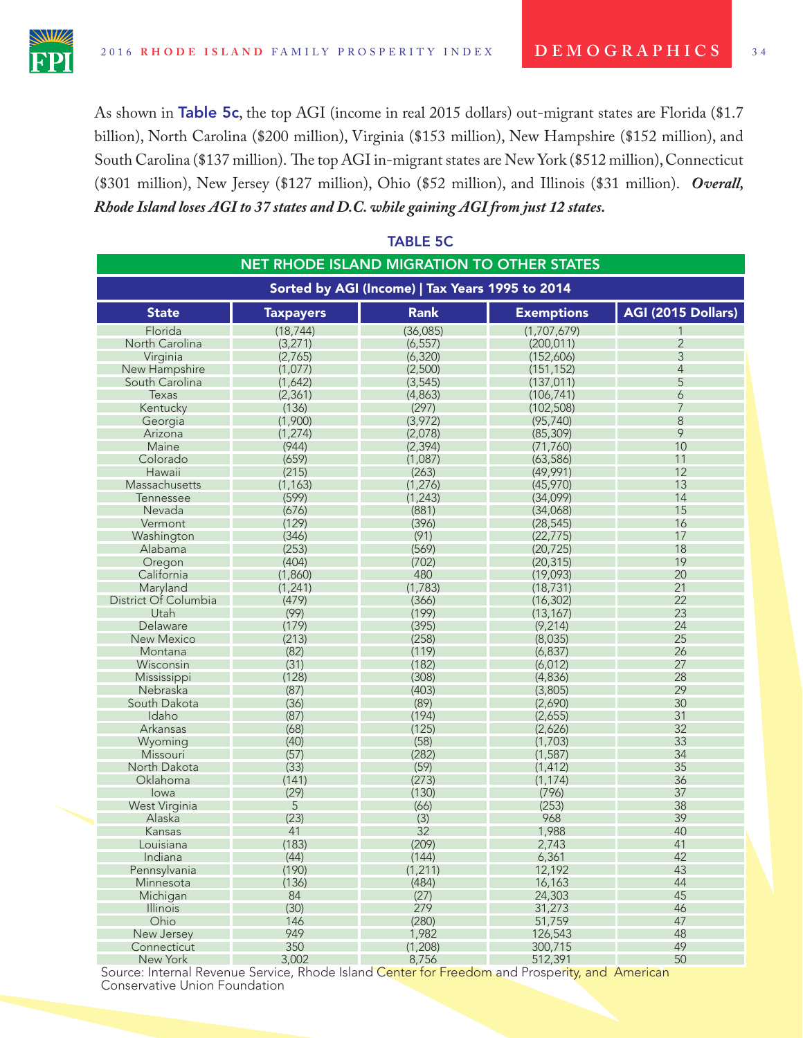As shown in **Table 5c**, the top AGI (income in real 2015 dollars) out-migrant states are Florida ($1.7 billion), North Carolina ($200 million), Virginia ($153 million), New Hampshire ($152 million), and South Carolina ($137 million). The top AGI in-migrant states are New York ($512 million), Connecticut ($301 million), New Jersey ($127 million), Ohio ($52 million), and Illinois ($31 million). ***Overall, Rhode Island loses AGI to 37 states and D.C. while gaining AGI from just 12 states.***

**TABLE 5C**

**NET RHODE ISLAND MIGRATION TO OTHER STATES**

**Sorted by AGI (Income) | Tax Years 1995 to 2014**

| State | Taxpayers | Rank | Exemptions | AGI (2015 Dollars) |
|---|---|---|---|---|
| Florida | (18,744) | (36,085) | (1,707,679) | 1 |
| North Carolina | (3,271) | (6,557) | (200,011) | 2 |
| Virginia | (2,765) | (6,320) | (152,606) | 3 |
| New Hampshire | (1,077) | (2,500) | (151,152) | 4 |
| South Carolina | (1,642) | (3,545) | (137,011) | 5 |
| Texas | (2,361) | (4,863) | (106,741) | 6 |
| Kentucky | (136) | (297) | (102,508) | 7 |
| Georgia | (1,900) | (3,972) | (95,740) | 8 |
| Arizona | (1,274) | (2,078) | (85,309) | 9 |
| Maine | (944) | (2,394) | (71,760) | 10 |
| Colorado | (659) | (1,087) | (63,586) | 11 |
| Hawaii | (215) | (263) | (49,991) | 12 |
| Massachusetts | (1,163) | (1,276) | (45,970) | 13 |
| Tennessee | (599) | (1,243) | (34,099) | 14 |
| Nevada | (676) | (881) | (34,068) | 15 |
| Vermont | (129) | (396) | (28,545) | 16 |
| Washington | (346) | (91) | (22,775) | 17 |
| Alabama | (253) | (569) | (20,725) | 18 |
| Oregon | (404) | (702) | (20,315) | 19 |
| California | (1,860) | 480 | (19,093) | 20 |
| Maryland | (1,241) | (1,783) | (18,731) | 21 |
| District Of Columbia | (479) | (366) | (16,302) | 22 |
| Utah | (99) | (199) | (13,167) | 23 |
| Delaware | (179) | (395) | (9,214) | 24 |
| New Mexico | (213) | (258) | (8,035) | 25 |
| Montana | (82) | (119) | (6,837) | 26 |
| Wisconsin | (31) | (182) | (6,012) | 27 |
| Mississippi | (128) | (308) | (4,836) | 28 |
| Nebraska | (87) | (403) | (3,805) | 29 |
| South Dakota | (36) | (89) | (2,690) | 30 |
| Idaho | (87) | (194) | (2,655) | 31 |
| Arkansas | (68) | (125) | (2,626) | 32 |
| Wyoming | (40) | (58) | (1,703) | 33 |
| Missouri | (57) | (282) | (1,587) | 34 |
| North Dakota | (33) | (59) | (1,412) | 35 |
| Oklahoma | (141) | (273) | (1,174) | 36 |
| Iowa | (29) | (130) | (796) | 37 |
| West Virginia | 5 | (66) | (253) | 38 |
| Alaska | (23) | (3) | 968 | 39 |
| Kansas | 41 | 32 | 1,988 | 40 |
| Louisiana | (183) | (209) | 2,743 | 41 |
| Indiana | (44) | (144) | 6,361 | 42 |
| Pennsylvania | (190) | (1,211) | 12,192 | 43 |
| Minnesota | (136) | (484) | 16,163 | 44 |
| Michigan | 84 | (27) | 24,303 | 45 |
| Illinois | (30) | 279 | 31,273 | 46 |
| Ohio | 146 | (280) | 51,759 | 47 |
| New Jersey | 949 | 1,982 | 126,543 | 48 |
| Connecticut | 350 | (1,208) | 300,715 | 49 |
| New York | 3,002 | 8,756 | 512,391 | 50 |

Source: Internal Revenue Service, Rhode Island Center for Freedom and Prosperity, and American Conservative Union Foundation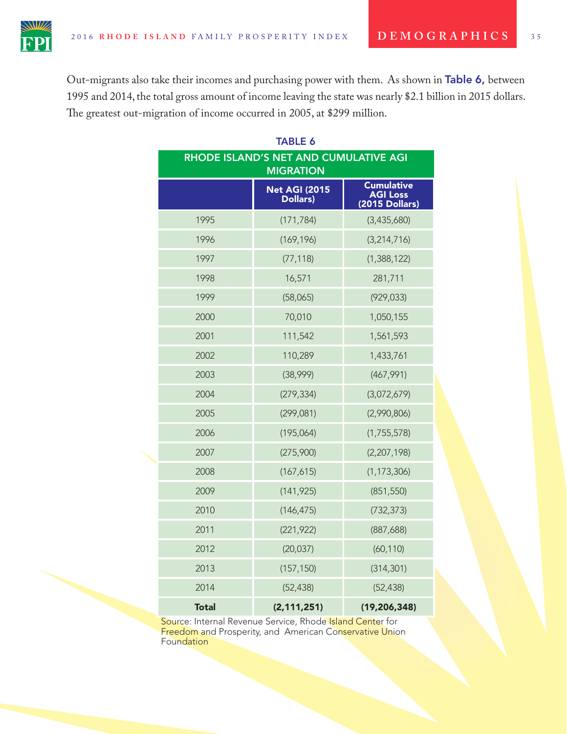Out-migrants also take their incomes and purchasing power with them. As shown in **Table 6,** between 1995 and 2014, the total gross amount of income leaving the state was nearly $2.1 billion in 2015 dollars. The greatest out-migration of income occurred in 2005, at $299 million.

**TABLE 6**

**RHODE ISLAND'S NET AND CUMULATIVE AGI MIGRATION**

| | Net AGI (2015 Dollars) | Cumulative AGI Loss (2015 Dollars) |
|---|---|---|
| 1995 | (171,784) | (3,435,680) |
| 1996 | (169,196) | (3,214,716) |
| 1997 | (77,118) | (1,388,122) |
| 1998 | 16,571 | 281,711 |
| 1999 | (58,065) | (929,033) |
| 2000 | 70,010 | 1,050,155 |
| 2001 | 111,542 | 1,561,593 |
| 2002 | 110,289 | 1,433,761 |
| 2003 | (38,999) | (467,991) |
| 2004 | (279,334) | (3,072,679) |
| 2005 | (299,081) | (2,990,806) |
| 2006 | (195,064) | (1,755,578) |
| 2007 | (275,900) | (2,207,198) |
| 2008 | (167,615) | (1,173,306) |
| 2009 | (141,925) | (851,550) |
| 2010 | (146,475) | (732,373) |
| 2011 | (221,922) | (887,688) |
| 2012 | (20,037) | (60,110) |
| 2013 | (157,150) | (314,301) |
| 2014 | (52,438) | (52,438) |
| **Total** | **(2,111,251)** | **(19,206,348)** |

Source: Internal Revenue Service, Rhode Island Center for Freedom and Prosperity, and American Conservative Union Foundation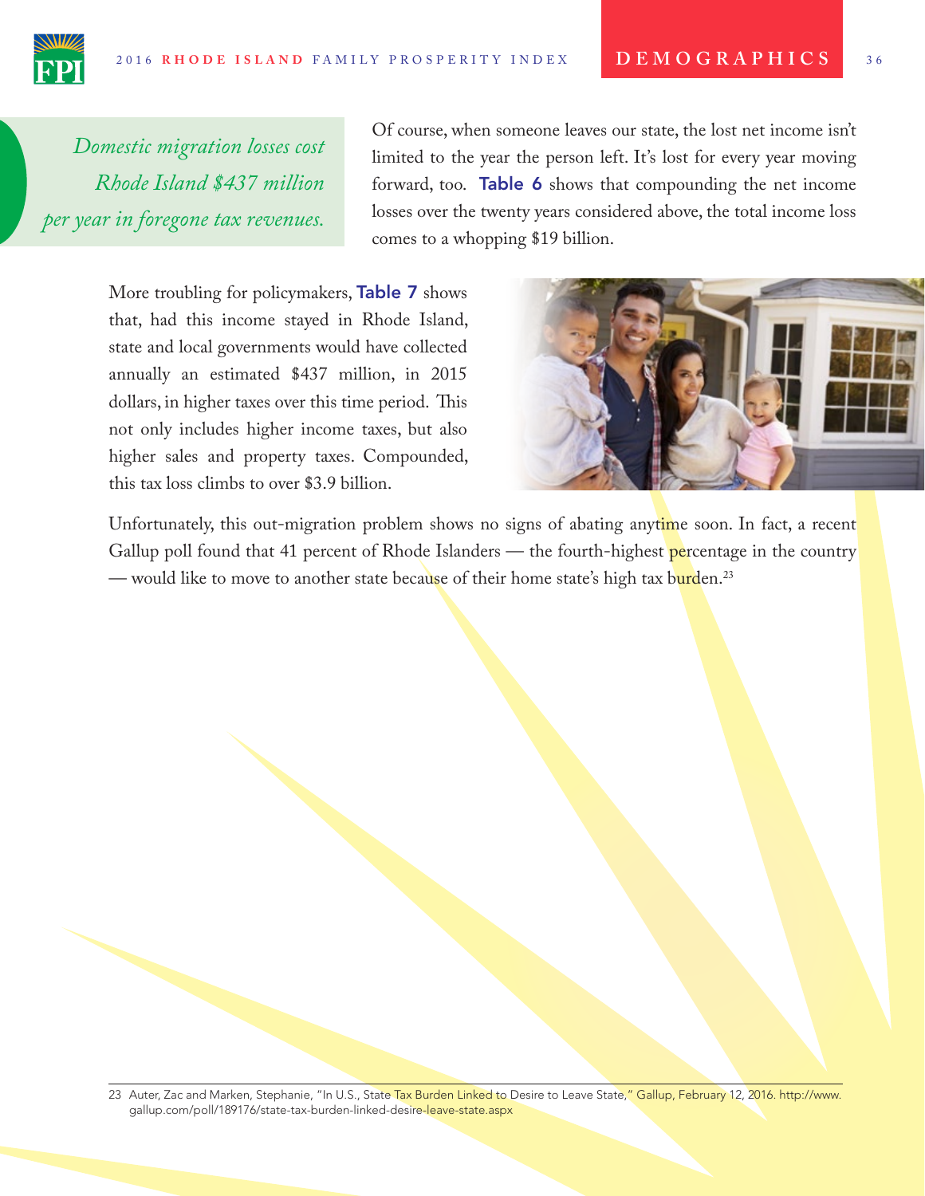*Domestic migration losses cost Rhode Island $437 million per year in foregone tax revenues.*

Of course, when someone leaves our state, the lost net income isn't limited to the year the person left. It's lost for every year moving forward, too. **Table 6** shows that compounding the net income losses over the twenty years considered above, the total income loss comes to a whopping $19 billion.

More troubling for policymakers, **Table 7** shows that, had this income stayed in Rhode Island, state and local governments would have collected annually an estimated $437 million, in 2015 dollars, in higher taxes over this time period. This not only includes higher income taxes, but also higher sales and property taxes. Compounded, this tax loss climbs to over $3.9 billion.

Unfortunately, this out-migration problem shows no signs of abating anytime soon. In fact, a recent Gallup poll found that 41 percent of Rhode Islanders — the fourth-highest percentage in the country — would like to move to another state because of their home state's high tax burden.[23]

23 Auter, Zac and Marken, Stephanie, "In U.S., State Tax Burden Linked to Desire to Leave State," Gallup, February 12, 2016. http://www.gallup.com/poll/189176/state-tax-burden-linked-desire-leave-state.aspx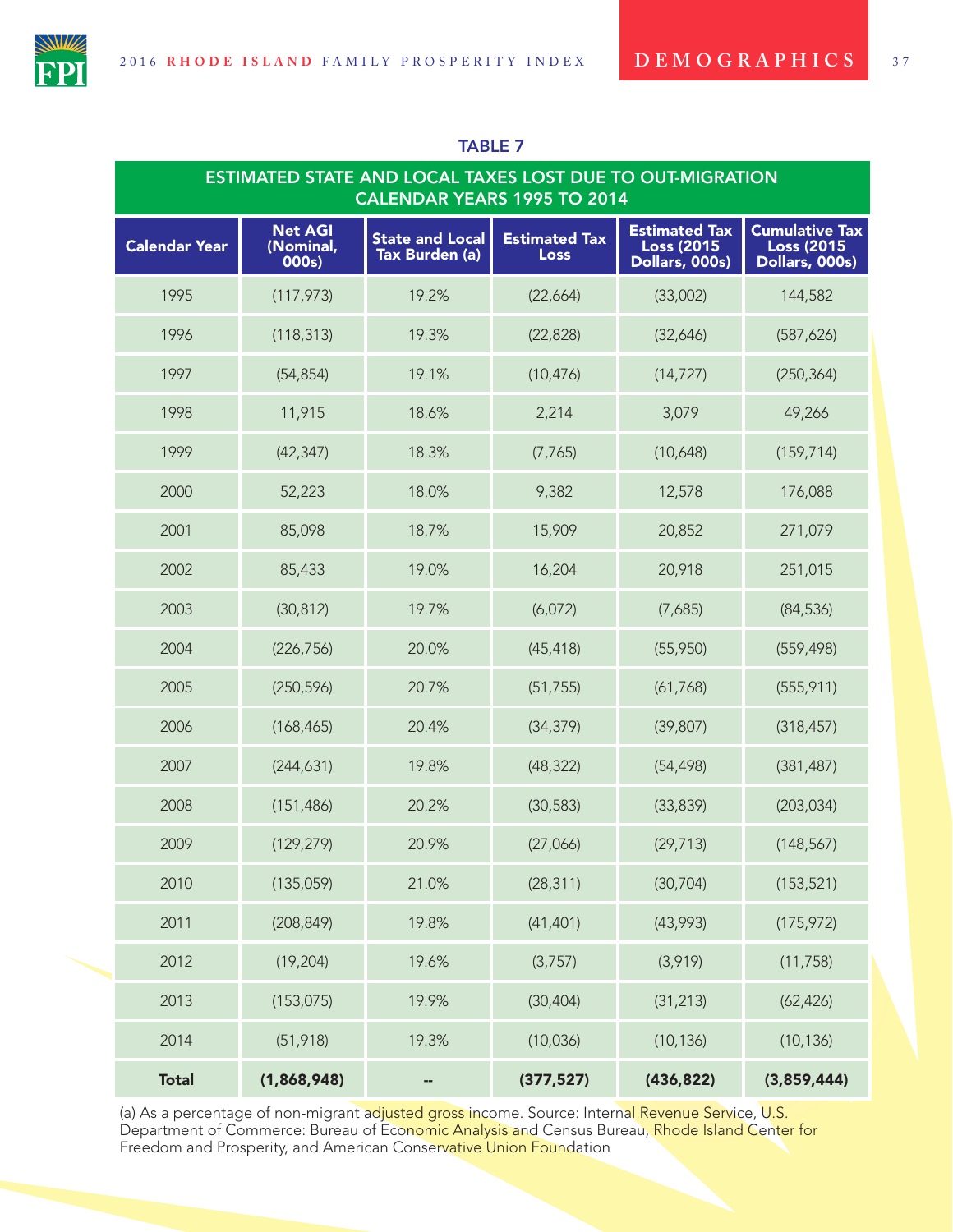## TABLE 7

| ESTIMATED STATE AND LOCAL TAXES LOST DUE TO OUT-MIGRATION CALENDAR YEARS 1995 TO 2014 | | | | | |
|---|---|---|---|---|---|
| **Calendar Year** | **Net AGI (Nominal, 000s)** | **State and Local Tax Burden (a)** | **Estimated Tax Loss** | **Estimated Tax Loss (2015 Dollars, 000s)** | **Cumulative Tax Loss (2015 Dollars, 000s)** |
| 1995 | (117,973) | 19.2% | (22,664) | (33,002) | 144,582 |
| 1996 | (118,313) | 19.3% | (22,828) | (32,646) | (587,626) |
| 1997 | (54,854) | 19.1% | (10,476) | (14,727) | (250,364) |
| 1998 | 11,915 | 18.6% | 2,214 | 3,079 | 49,266 |
| 1999 | (42,347) | 18.3% | (7,765) | (10,648) | (159,714) |
| 2000 | 52,223 | 18.0% | 9,382 | 12,578 | 176,088 |
| 2001 | 85,098 | 18.7% | 15,909 | 20,852 | 271,079 |
| 2002 | 85,433 | 19.0% | 16,204 | 20,918 | 251,015 |
| 2003 | (30,812) | 19.7% | (6,072) | (7,685) | (84,536) |
| 2004 | (226,756) | 20.0% | (45,418) | (55,950) | (559,498) |
| 2005 | (250,596) | 20.7% | (51,755) | (61,768) | (555,911) |
| 2006 | (168,465) | 20.4% | (34,379) | (39,807) | (318,457) |
| 2007 | (244,631) | 19.8% | (48,322) | (54,498) | (381,487) |
| 2008 | (151,486) | 20.2% | (30,583) | (33,839) | (203,034) |
| 2009 | (129,279) | 20.9% | (27,066) | (29,713) | (148,567) |
| 2010 | (135,059) | 21.0% | (28,311) | (30,704) | (153,521) |
| 2011 | (208,849) | 19.8% | (41,401) | (43,993) | (175,972) |
| 2012 | (19,204) | 19.6% | (3,757) | (3,919) | (11,758) |
| 2013 | (153,075) | 19.9% | (30,404) | (31,213) | (62,426) |
| 2014 | (51,918) | 19.3% | (10,036) | (10,136) | (10,136) |
| **Total** | **(1,868,948)** | -- | **(377,527)** | **(436,822)** | **(3,859,444)** |

(a) As a percentage of non-migrant adjusted gross income. Source: Internal Revenue Service, U.S. Department of Commerce: Bureau of Economic Analysis and Census Bureau, Rhode Island Center for Freedom and Prosperity, and American Conservative Union Foundation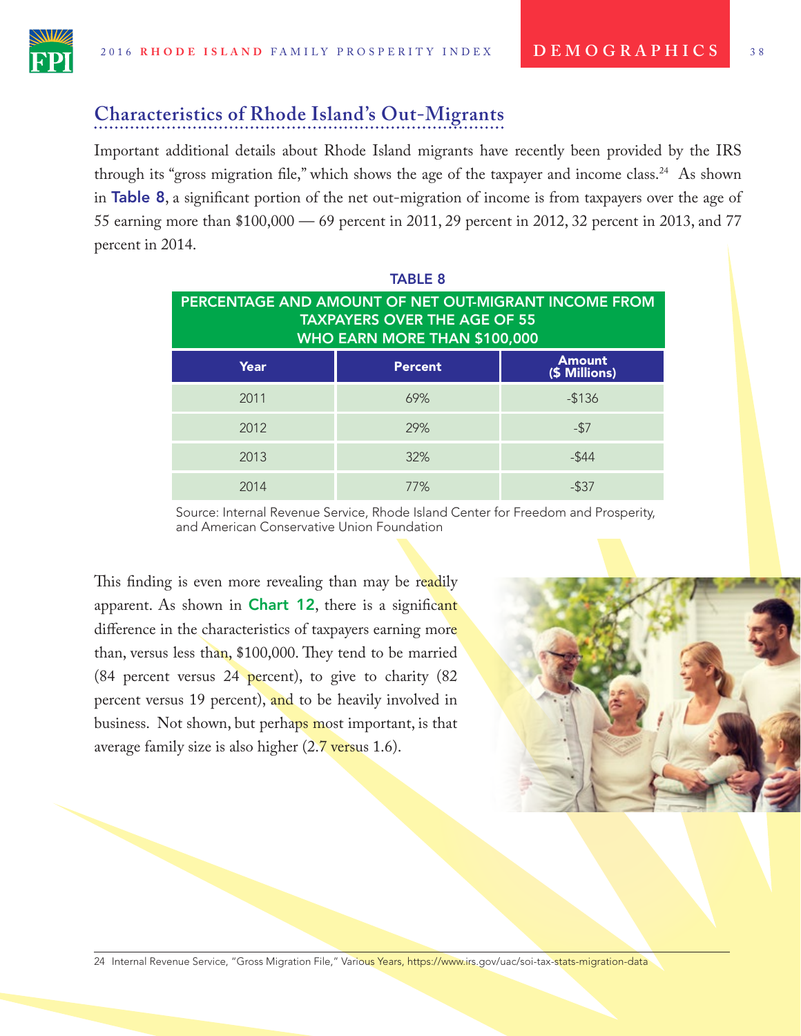## Characteristics of Rhode Island's Out-Migrants

Important additional details about Rhode Island migrants have recently been provided by the IRS through its "gross migration file," which shows the age of the taxpayer and income class.[24] As shown in **Table 8**, a significant portion of the net out-migration of income is from taxpayers over the age of 55 earning more than $100,000 — 69 percent in 2011, 29 percent in 2012, 32 percent in 2013, and 77 percent in 2014.

**TABLE 8**

**PERCENTAGE AND AMOUNT OF NET OUT-MIGRANT INCOME FROM TAXPAYERS OVER THE AGE OF 55 WHO EARN MORE THAN $100,000**

| Year | Percent | Amount ($ Millions) |
|---|---|---|
| 2011 | 69% | -$136 |
| 2012 | 29% | -$7 |
| 2013 | 32% | -$44 |
| 2014 | 77% | -$37 |

Source: Internal Revenue Service, Rhode Island Center for Freedom and Prosperity, and American Conservative Union Foundation

This finding is even more revealing than may be readily apparent. As shown in **Chart 12**, there is a significant difference in the characteristics of taxpayers earning more than, versus less than, $100,000. They tend to be married (84 percent versus 24 percent), to give to charity (82 percent versus 19 percent), and to be heavily involved in business. Not shown, but perhaps most important, is that average family size is also higher (2.7 versus 1.6).

---

24 Internal Revenue Service, "Gross Migration File," Various Years, https://www.irs.gov/uac/soi-tax-stats-migration-data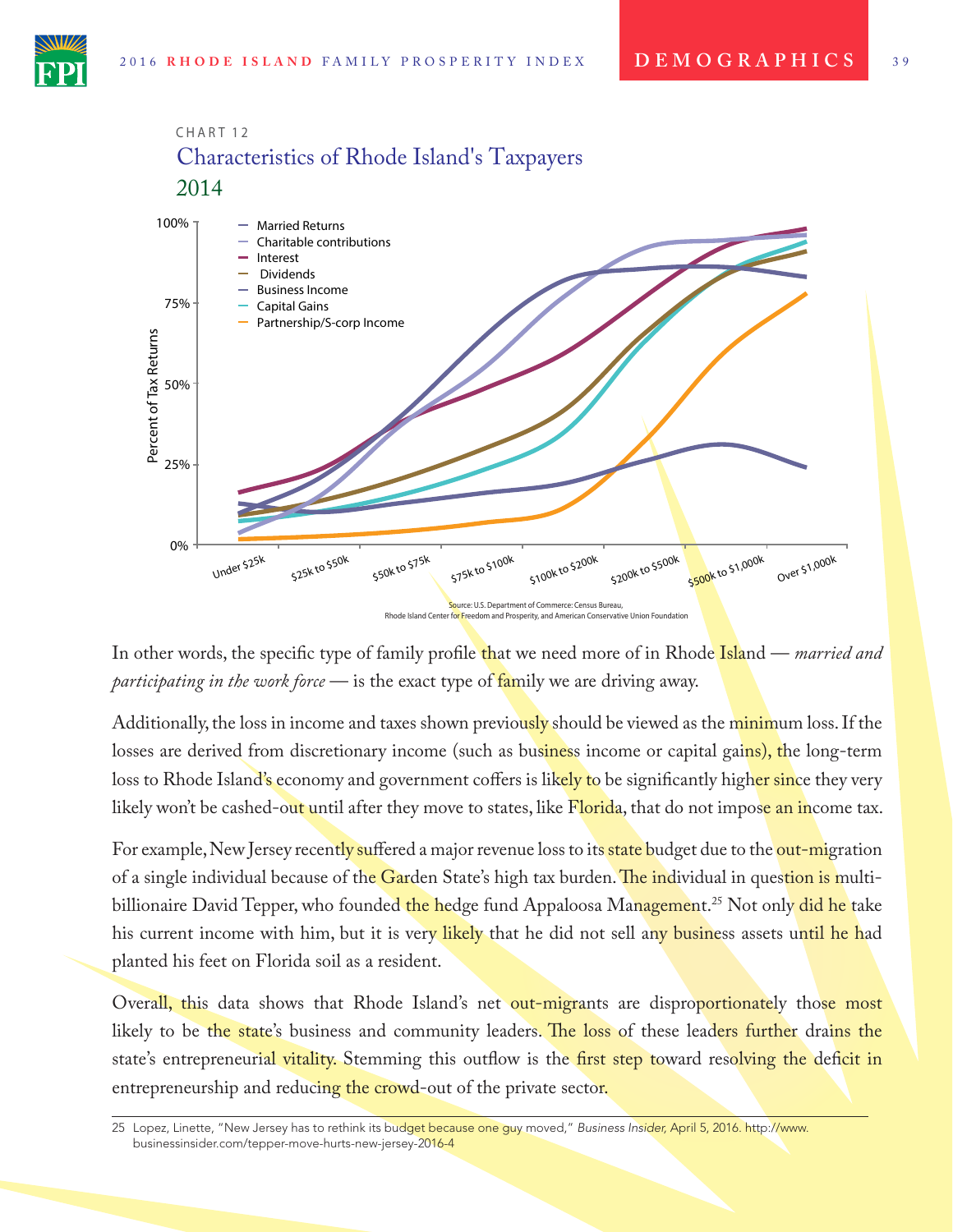CHART 12

## Characteristics of Rhode Island's Taxpayers 2014

Married Returns
Charitable contributions
Interest
Dividends
Business Income
Capital Gains
Partnership/S-corp Income

Percent of Tax Returns

100%
75%
50%
25%
0%

Under $25k
$25k to $50k
$50k to $75k
$75k to $100k
$100k to $200k
$200k to $500k
$500k to $1,000k
Over $1,000k

Source: U.S. Department of Commerce: Census Bureau, Rhode Island Center for Freedom and Prosperity, and American Conservative Union Foundation

In other words, the specific type of family profile that we need more of in Rhode Island — *married and participating in the work force* — is the exact type of family we are driving away.

Additionally, the loss in income and taxes shown previously should be viewed as the minimum loss. If the losses are derived from discretionary income (such as business income or capital gains), the long-term loss to Rhode Island's economy and government coffers is likely to be significantly higher since they very likely won't be cashed-out until after they move to states, like Florida, that do not impose an income tax.

For example, New Jersey recently suffered a major revenue loss to its state budget due to the out-migration of a single individual because of the Garden State's high tax burden. The individual in question is multi-billionaire David Tepper, who founded the hedge fund Appaloosa Management.[25] Not only did he take his current income with him, but it is very likely that he did not sell any business assets until he had planted his feet on Florida soil as a resident.

Overall, this data shows that Rhode Island's net out-migrants are disproportionately those most likely to be the state's business and community leaders. The loss of these leaders further drains the state's entrepreneurial vitality. Stemming this outflow is the first step toward resolving the deficit in entrepreneurship and reducing the crowd-out of the private sector.

---

25 Lopez, Linette, "New Jersey has to rethink its budget because one guy moved," *Business Insider,* April 5, 2016. http://www.businessinsider.com/tepper-move-hurts-new-jersey-2016-4